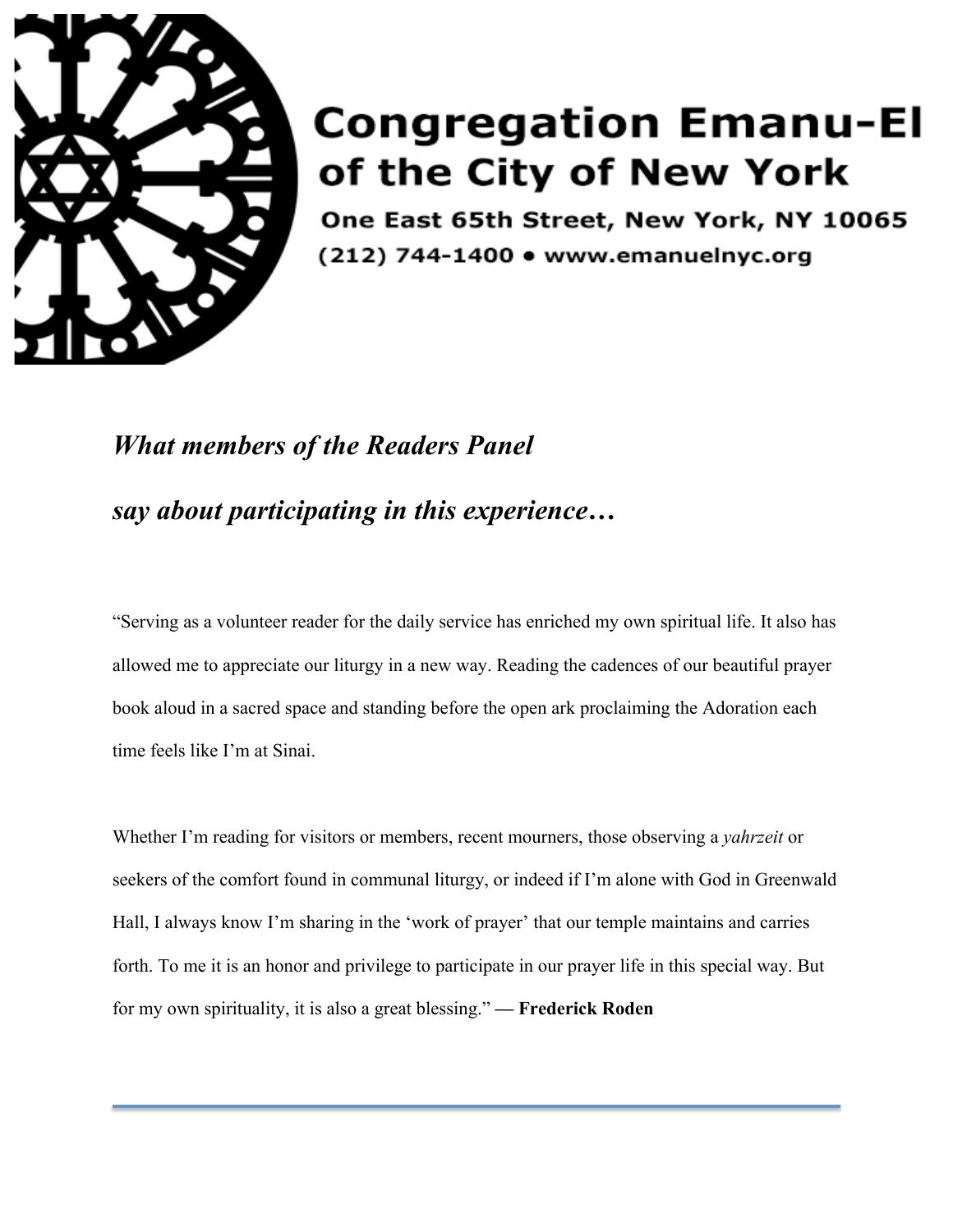# Congregation Emanu-El of the City of New York

One East 65th Street, New York, NY 10065

(212) 744-1400 • www.emanuelnyc.org

## *What members of the Readers Panel say about participating in this experience…*

"Serving as a volunteer reader for the daily service has enriched my own spiritual life. It also has allowed me to appreciate our liturgy in a new way. Reading the cadences of our beautiful prayer book aloud in a sacred space and standing before the open ark proclaiming the Adoration each time feels like I'm at Sinai.

Whether I'm reading for visitors or members, recent mourners, those observing a *yahrzeit* or seekers of the comfort found in communal liturgy, or indeed if I'm alone with God in Greenwald Hall, I always know I'm sharing in the 'work of prayer' that our temple maintains and carries forth. To me it is an honor and privilege to participate in our prayer life in this special way. But for my own spirituality, it is also a great blessing." **— Frederick Roden**

---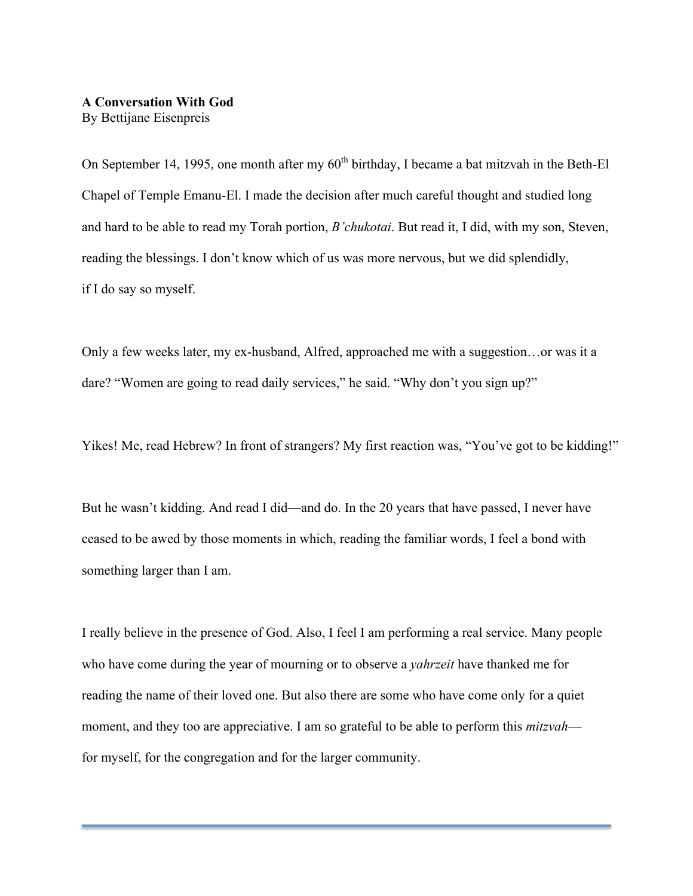**A Conversation With God**
By Bettijane Eisenpreis

On September 14, 1995, one month after my 60th birthday, I became a bat mitzvah in the Beth-El Chapel of Temple Emanu-El. I made the decision after much careful thought and studied long and hard to be able to read my Torah portion, *B'chukotai*. But read it, I did, with my son, Steven, reading the blessings. I don't know which of us was more nervous, but we did splendidly, if I do say so myself.

Only a few weeks later, my ex-husband, Alfred, approached me with a suggestion…or was it a dare? "Women are going to read daily services," he said. "Why don't you sign up?"

Yikes! Me, read Hebrew? In front of strangers? My first reaction was, "You've got to be kidding!"

But he wasn't kidding. And read I did—and do. In the 20 years that have passed, I never have ceased to be awed by those moments in which, reading the familiar words, I feel a bond with something larger than I am.

I really believe in the presence of God. Also, I feel I am performing a real service. Many people who have come during the year of mourning or to observe a *yahrzeit* have thanked me for reading the name of their loved one. But also there are some who have come only for a quiet moment, and they too are appreciative. I am so grateful to be able to perform this *mitzvah*—for myself, for the congregation and for the larger community.

---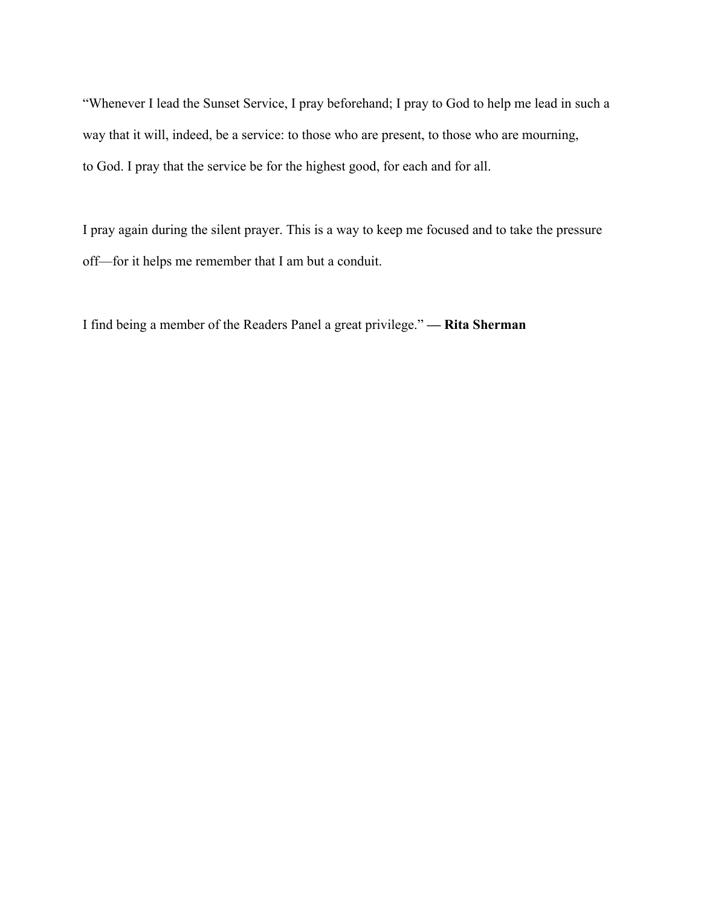“Whenever I lead the Sunset Service, I pray beforehand; I pray to God to help me lead in such a way that it will, indeed, be a service: to those who are present, to those who are mourning, to God. I pray that the service be for the highest good, for each and for all.

I pray again during the silent prayer. This is a way to keep me focused and to take the pressure off—for it helps me remember that I am but a conduit.

I find being a member of the Readers Panel a great privilege.” **— Rita Sherman**